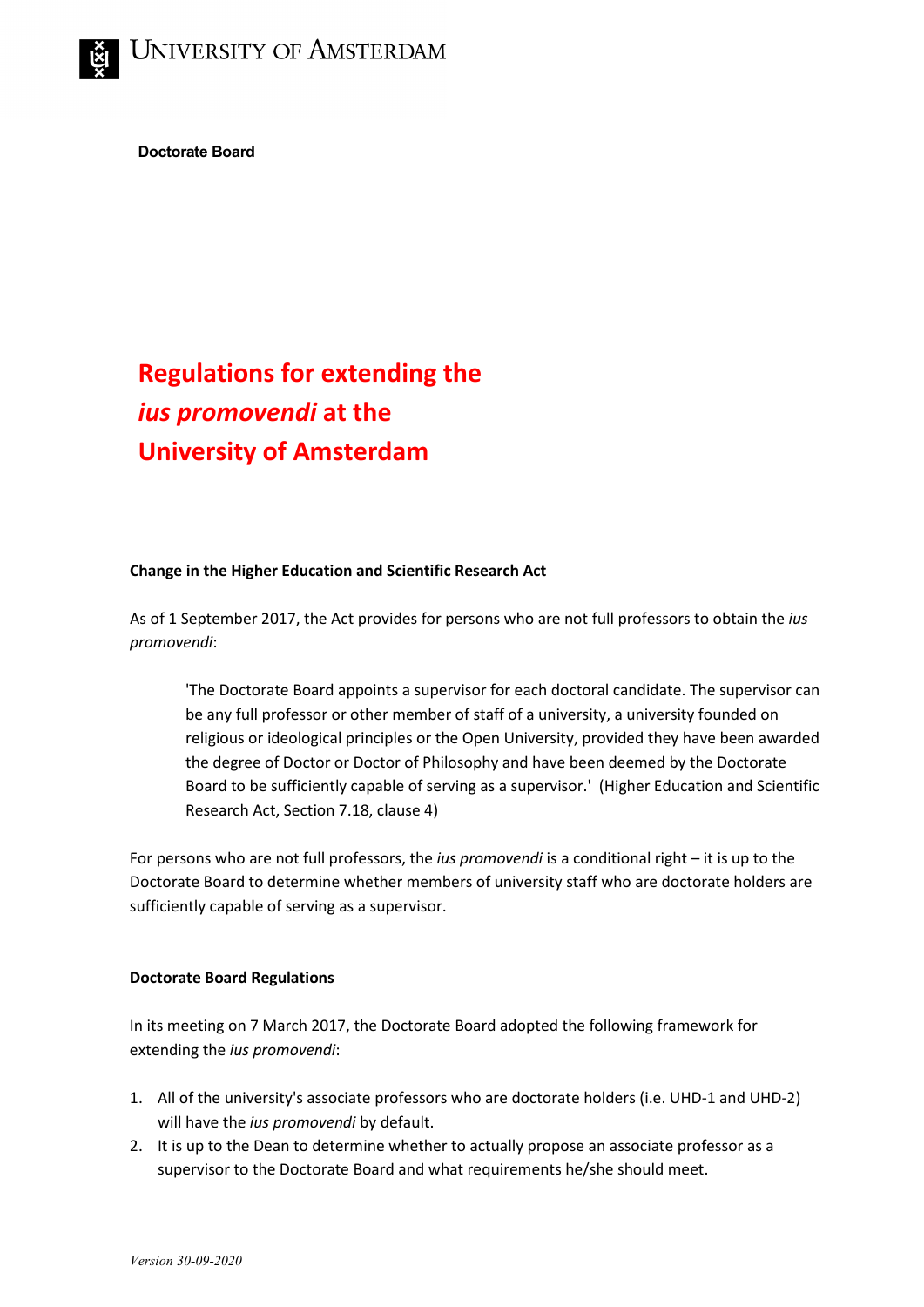University of Amsterdam

**Doctorate Board**

# Regulations for extending the *ius promovendi* at the University of Amsterdam

**Change in the Higher Education and Scientific Research Act**

As of 1 September 2017, the Act provides for persons who are not full professors to obtain the *ius promovendi*:

> 'The Doctorate Board appoints a supervisor for each doctoral candidate. The supervisor can be any full professor or other member of staff of a university, a university founded on religious or ideological principles or the Open University, provided they have been awarded the degree of Doctor or Doctor of Philosophy and have been deemed by the Doctorate Board to be sufficiently capable of serving as a supervisor.' (Higher Education and Scientific Research Act, Section 7.18, clause 4)

For persons who are not full professors, the *ius promovendi* is a conditional right – it is up to the Doctorate Board to determine whether members of university staff who are doctorate holders are sufficiently capable of serving as a supervisor.

**Doctorate Board Regulations**

In its meeting on 7 March 2017, the Doctorate Board adopted the following framework for extending the *ius promovendi*:

1. All of the university's associate professors who are doctorate holders (i.e. UHD-1 and UHD-2) will have the *ius promovendi* by default.
2. It is up to the Dean to determine whether to actually propose an associate professor as a supervisor to the Doctorate Board and what requirements he/she should meet.

*Version 30-09-2020*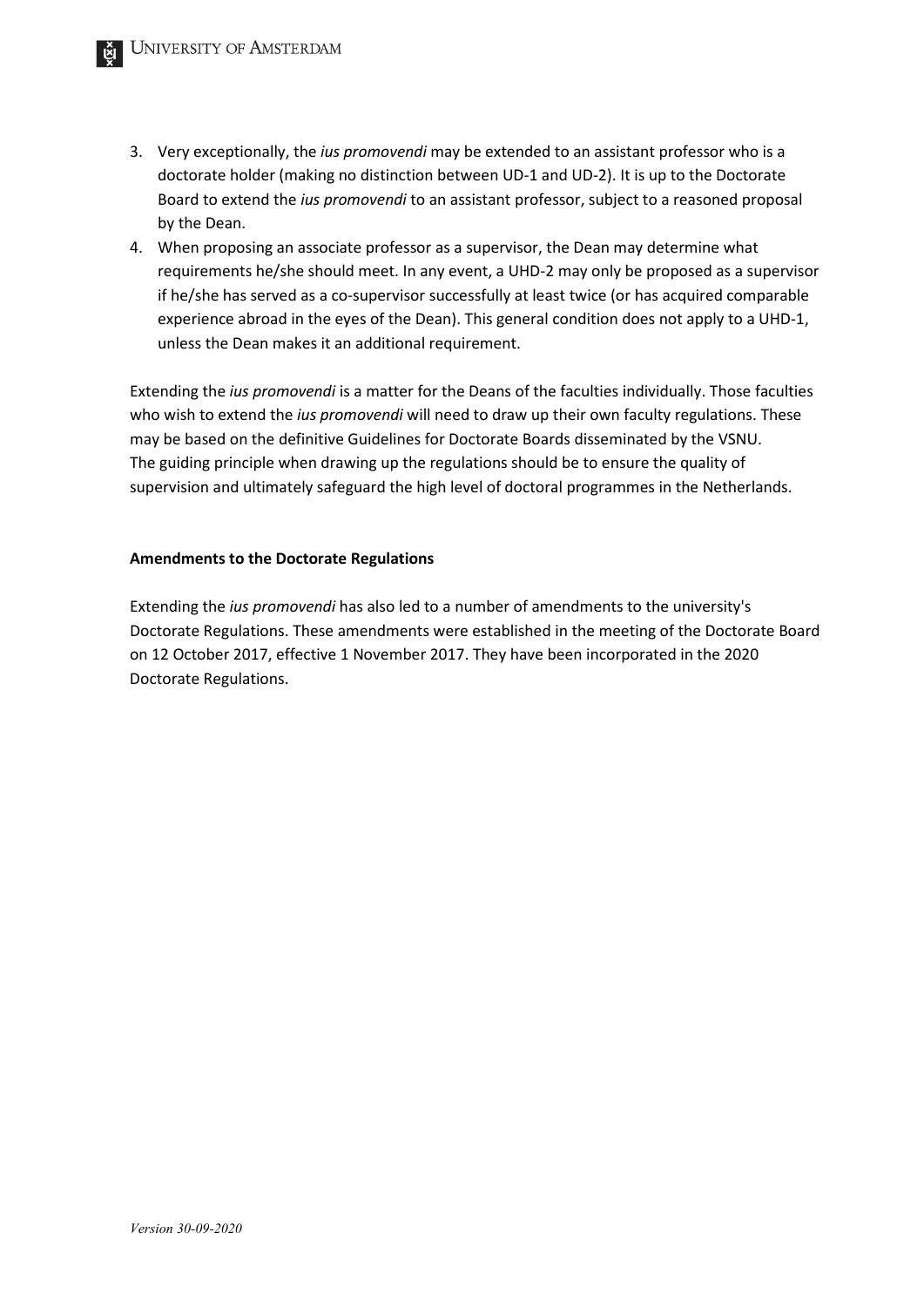3. Very exceptionally, the *ius promovendi* may be extended to an assistant professor who is a doctorate holder (making no distinction between UD-1 and UD-2). It is up to the Doctorate Board to extend the *ius promovendi* to an assistant professor, subject to a reasoned proposal by the Dean.
4. When proposing an associate professor as a supervisor, the Dean may determine what requirements he/she should meet. In any event, a UHD-2 may only be proposed as a supervisor if he/she has served as a co-supervisor successfully at least twice (or has acquired comparable experience abroad in the eyes of the Dean). This general condition does not apply to a UHD-1, unless the Dean makes it an additional requirement.

Extending the *ius promovendi* is a matter for the Deans of the faculties individually. Those faculties who wish to extend the *ius promovendi* will need to draw up their own faculty regulations. These may be based on the definitive Guidelines for Doctorate Boards disseminated by the VSNU. The guiding principle when drawing up the regulations should be to ensure the quality of supervision and ultimately safeguard the high level of doctoral programmes in the Netherlands.

**Amendments to the Doctorate Regulations**

Extending the *ius promovendi* has also led to a number of amendments to the university's Doctorate Regulations. These amendments were established in the meeting of the Doctorate Board on 12 October 2017, effective 1 November 2017. They have been incorporated in the 2020 Doctorate Regulations.